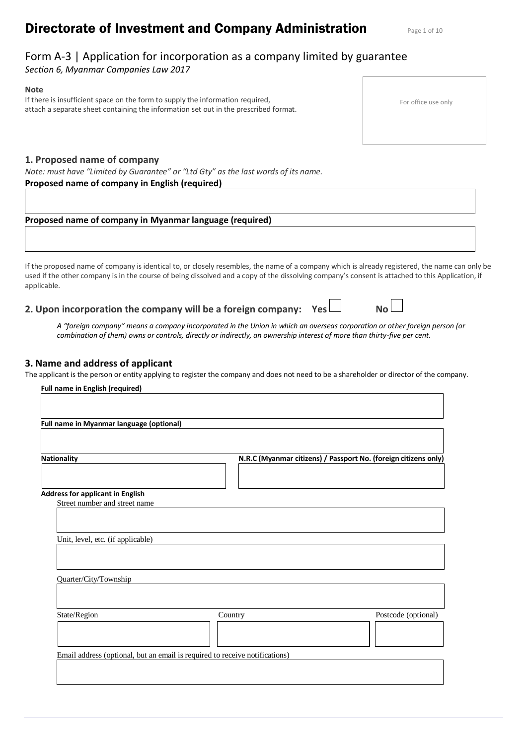# Directorate of Investment and Company Administration

## Form A-3 | Application for incorporation as a company limited by guarantee

*Section 6, Myanmar Companies Law 2017*

**Note**

If there is insufficient space on the form to supply the information required, attach a separate sheet containing the information set out in the prescribed format.

For office use only

### 1. Proposed name of company

*Note: must have "Limited by Guarantee" or "Ltd Gty" as the last words of its name.*

**Proposed name of company in English (required)**

**Proposed name of company in Myanmar language (required)**

If the proposed name of company is identical to, or closely resembles, the name of a company which is already registered, the name can only be used if the other company is in the course of being dissolved and a copy of the dissolving company's consent is attached to this Application, if applicable.

### 2. Upon incorporation the company will be a foreign company: Yes ☐ No ☐

*A "foreign company" means a company incorporated in the Union in which an overseas corporation or other foreign person (or combination of them) owns or controls, directly or indirectly, an ownership interest of more than thirty-five per cent.*

### 3. Name and address of applicant

The applicant is the person or entity applying to register the company and does not need to be a shareholder or director of the company.

**Full name in English (required)**

**Full name in Myanmar language (optional)**

**Nationality**

**N.R.C (Myanmar citizens) / Passport No. (foreign citizens only)**

**Address for applicant in English**

Street number and street name

Unit, level, etc. (if applicable)

Quarter/City/Township

State/Region

Country

Postcode (optional)

Email address (optional, but an email is required to receive notifications)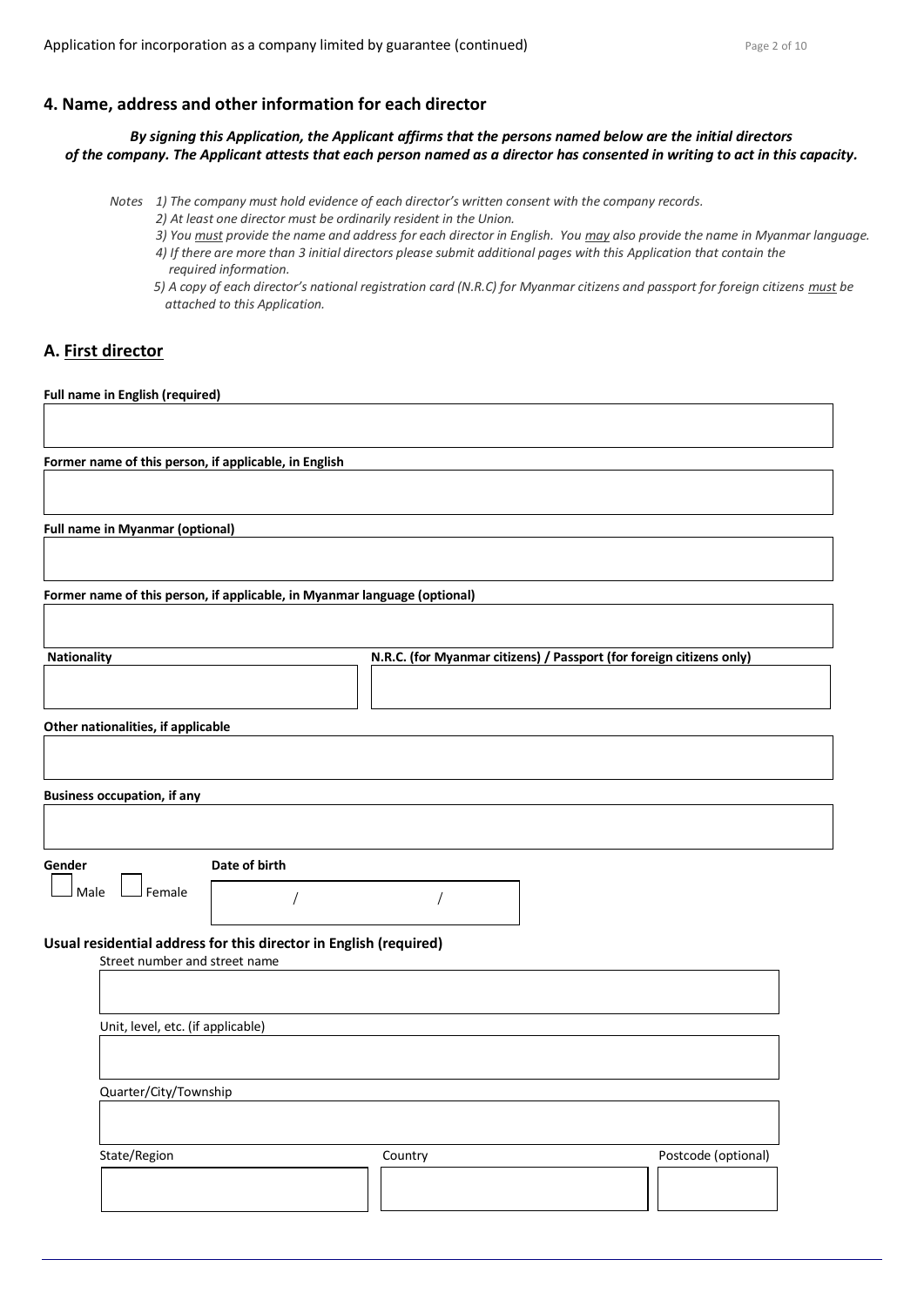## 4. Name, address and other information for each director

***By signing this Application, the Applicant affirms that the persons named below are the initial directors of the company. The Applicant attests that each person named as a director has consented in writing to act in this capacity.***

*Notes 1) The company must hold evidence of each director's written consent with the company records.*
*2) At least one director must be ordinarily resident in the Union.*
*3) You must provide the name and address for each director in English. You may also provide the name in Myanmar language.*
*4) If there are more than 3 initial directors please submit additional pages with this Application that contain the required information.*
*5) A copy of each director's national registration card (N.R.C) for Myanmar citizens and passport for foreign citizens must be attached to this Application.*

### A. First director

**Full name in English (required)**

**Former name of this person, if applicable, in English**

**Full name in Myanmar (optional)**

**Former name of this person, if applicable, in Myanmar language (optional)**

**Nationality**

**N.R.C. (for Myanmar citizens) / Passport (for foreign citizens only)**

**Other nationalities, if applicable**

**Business occupation, if any**

**Gender**

☐ Male ☐ Female

**Date of birth**

/ /

**Usual residential address for this director in English (required)**

Street number and street name

Unit, level, etc. (if applicable)

Quarter/City/Township

State/Region

Country

Postcode (optional)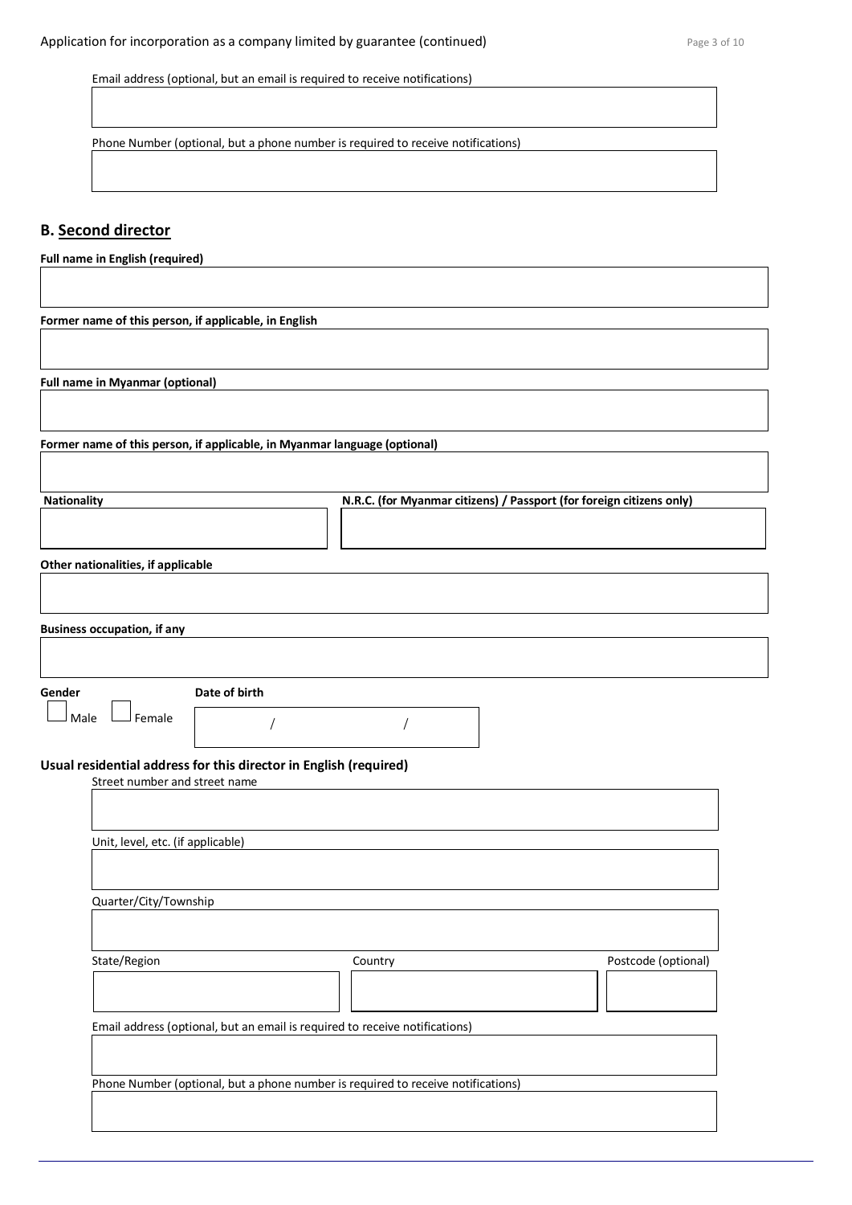Email address (optional, but an email is required to receive notifications)

Phone Number (optional, but a phone number is required to receive notifications)

## B. Second director

**Full name in English (required)**

**Former name of this person, if applicable, in English**

**Full name in Myanmar (optional)**

**Former name of this person, if applicable, in Myanmar language (optional)**

**Nationality**

**N.R.C. (for Myanmar citizens) / Passport (for foreign citizens only)**

**Other nationalities, if applicable**

**Business occupation, if any**

**Gender**

☐ Male ☐ Female

**Date of birth**

/ /

**Usual residential address for this director in English (required)**

Street number and street name

Unit, level, etc. (if applicable)

Quarter/City/Township

State/Region

Country

Postcode (optional)

Email address (optional, but an email is required to receive notifications)

Phone Number (optional, but a phone number is required to receive notifications)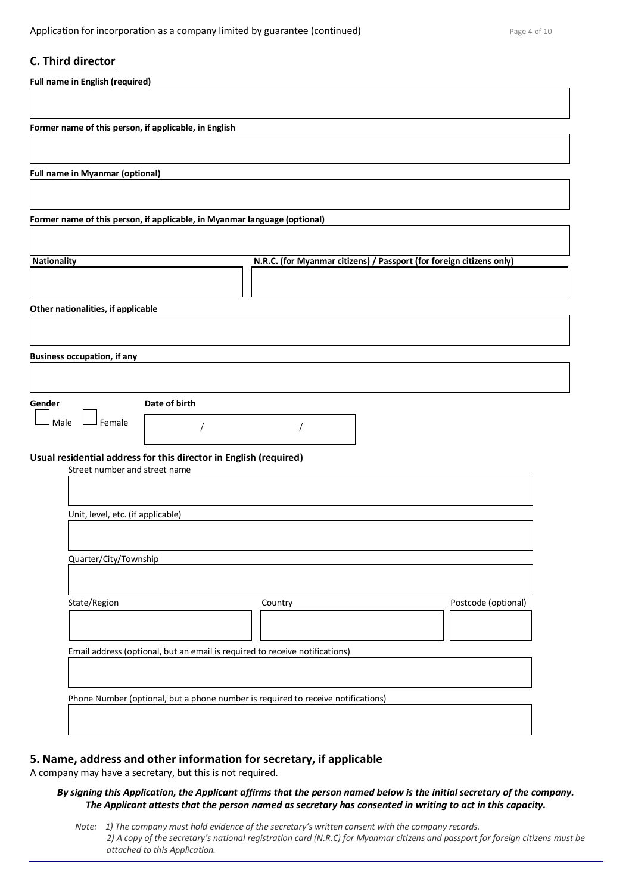## C. Third director

**Full name in English (required)**

**Former name of this person, if applicable, in English**

**Full name in Myanmar (optional)**

**Former name of this person, if applicable, in Myanmar language (optional)**

**Nationality**

**N.R.C. (for Myanmar citizens) / Passport (for foreign citizens only)**

**Other nationalities, if applicable**

**Business occupation, if any**

**Gender**

☐ Male ☐ Female

**Date of birth**

/ /

**Usual residential address for this director in English (required)**

Street number and street name

Unit, level, etc. (if applicable)

Quarter/City/Township

State/Region

Country

Postcode (optional)

Email address (optional, but an email is required to receive notifications)

Phone Number (optional, but a phone number is required to receive notifications)

## 5. Name, address and other information for secretary, if applicable

A company may have a secretary, but this is not required.

***By signing this Application, the Applicant affirms that the person named below is the initial secretary of the company. The Applicant attests that the person named as secretary has consented in writing to act in this capacity.***

*Note: 1) The company must hold evidence of the secretary's written consent with the company records.*
*2) A copy of the secretary's national registration card (N.R.C) for Myanmar citizens and passport for foreign citizens must be attached to this Application.*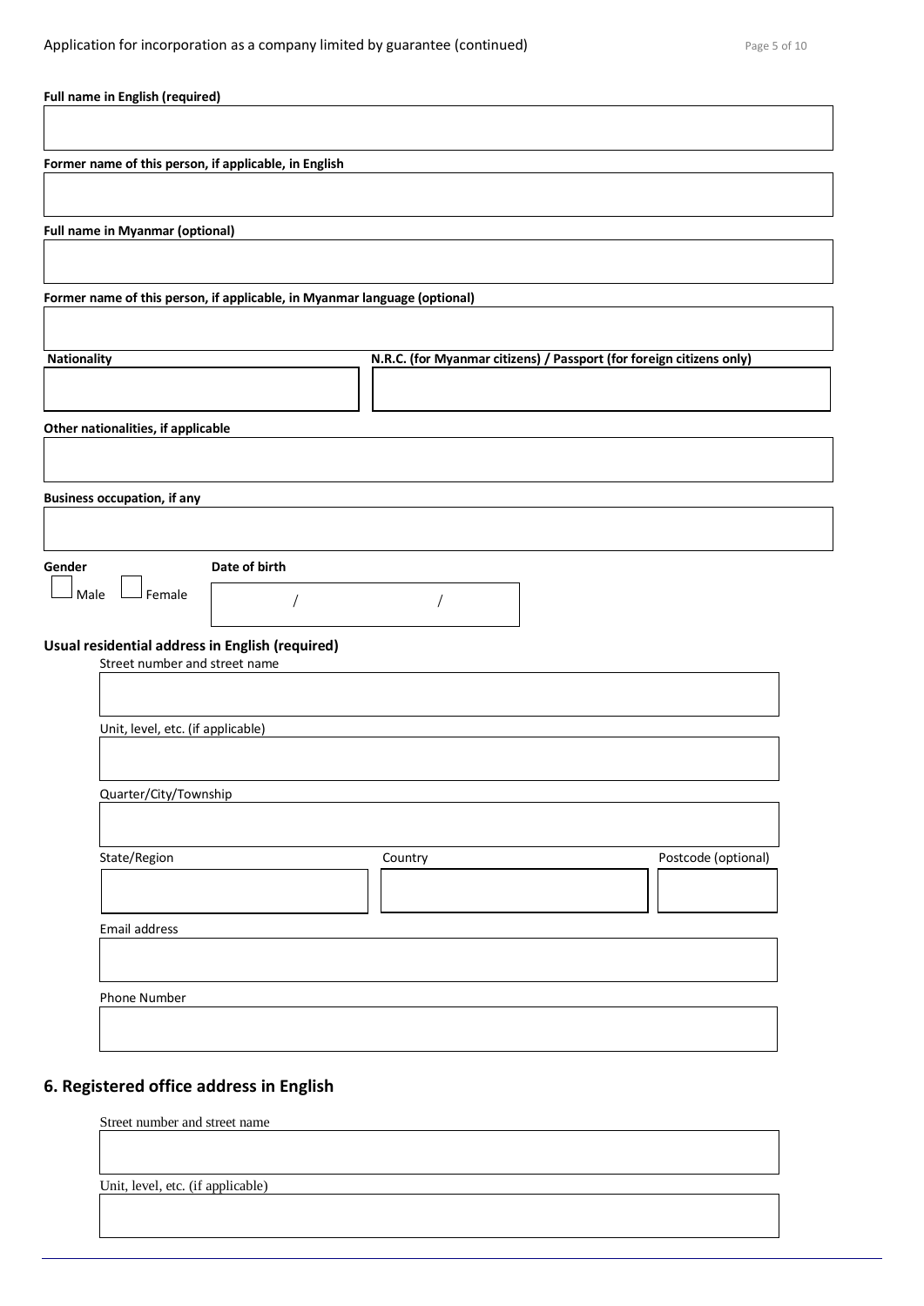**Full name in English (required)**

**Former name of this person, if applicable, in English**

**Full name in Myanmar (optional)**

**Former name of this person, if applicable, in Myanmar language (optional)**

**Nationality**

**N.R.C. (for Myanmar citizens) / Passport (for foreign citizens only)**

**Other nationalities, if applicable**

**Business occupation, if any**

**Gender**

☐ Male ☐ Female

**Date of birth**

/ /

**Usual residential address in English (required)**

Street number and street name

Unit, level, etc. (if applicable)

Quarter/City/Township

State/Region

Country

Postcode (optional)

Email address

Phone Number

## 6. Registered office address in English

Street number and street name

Unit, level, etc. (if applicable)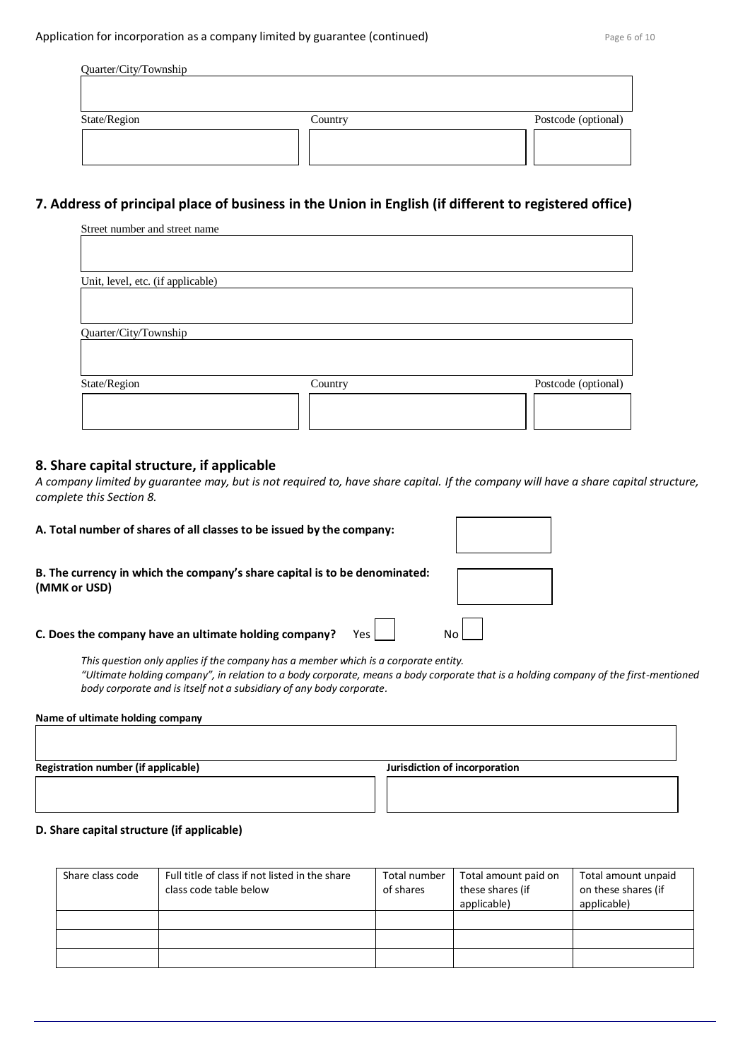Quarter/City/Township

State/Region | Country | Postcode (optional)

## 7. Address of principal place of business in the Union in English (if different to registered office)

Street number and street name

Unit, level, etc. (if applicable)

Quarter/City/Township

State/Region | Country | Postcode (optional)

## 8. Share capital structure, if applicable

*A company limited by guarantee may, but is not required to, have share capital. If the company will have a share capital structure, complete this Section 8.*

**A. Total number of shares of all classes to be issued by the company:**

**B. The currency in which the company's share capital is to be denominated: (MMK or USD)**

**C. Does the company have an ultimate holding company?** Yes ☐ No ☐

*This question only applies if the company has a member which is a corporate entity.*
*"Ultimate holding company", in relation to a body corporate, means a body corporate that is a holding company of the first-mentioned body corporate and is itself not a subsidiary of any body corporate.*

**Name of ultimate holding company**

**Registration number (if applicable)** | **Jurisdiction of incorporation**

**D. Share capital structure (if applicable)**

| Share class code | Full title of class if not listed in the share class code table below | Total number of shares | Total amount paid on these shares (if applicable) | Total amount unpaid on these shares (if applicable) |
|---|---|---|---|---|
| | | | | |
| | | | | |
| | | | | |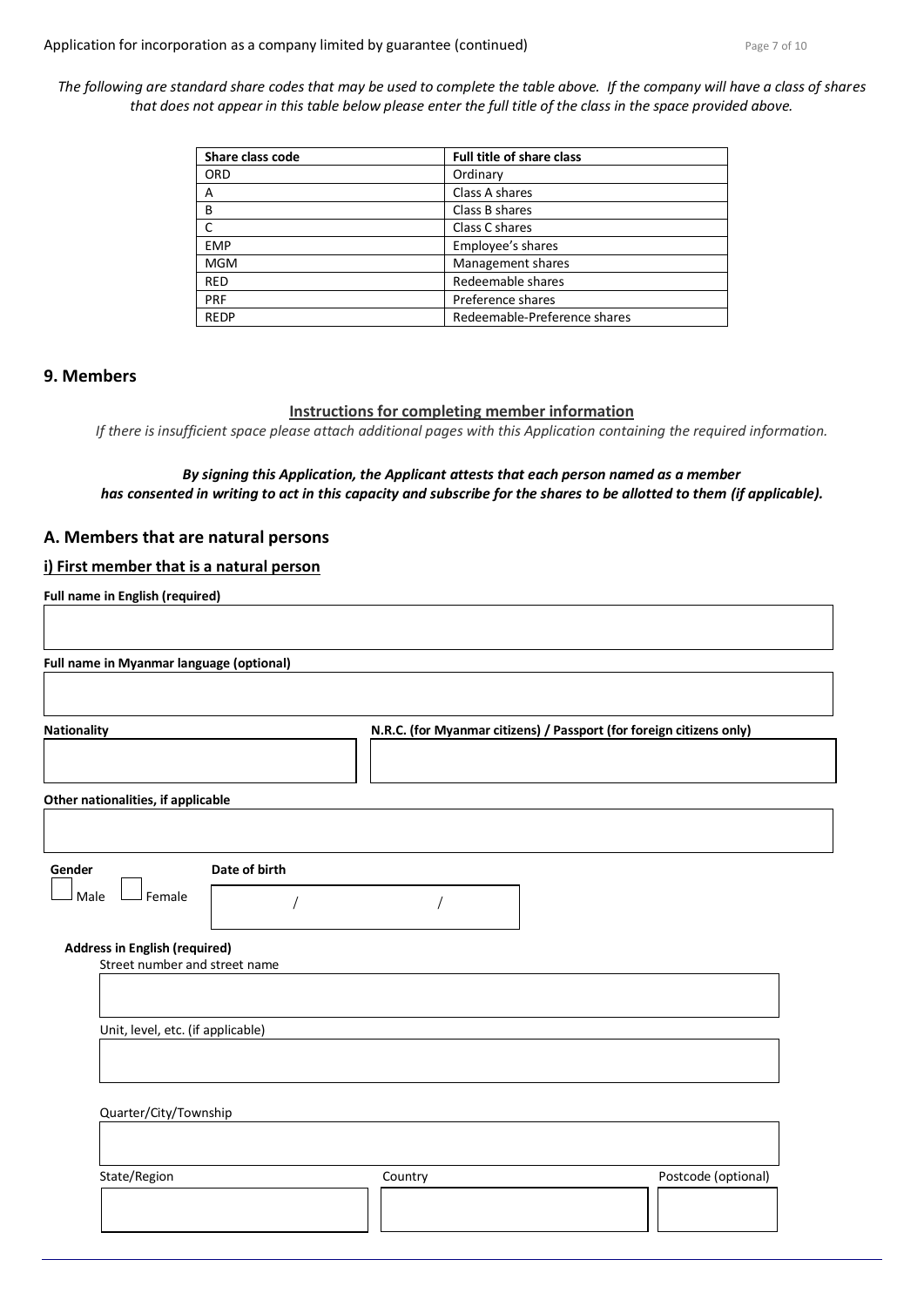*The following are standard share codes that may be used to complete the table above. If the company will have a class of shares that does not appear in this table below please enter the full title of the class in the space provided above.*

| Share class code | Full title of share class |
|---|---|
| ORD | Ordinary |
| A | Class A shares |
| B | Class B shares |
| C | Class C shares |
| EMP | Employee's shares |
| MGM | Management shares |
| RED | Redeemable shares |
| PRF | Preference shares |
| REDP | Redeemable-Preference shares |

## 9. Members

**Instructions for completing member information**

*If there is insufficient space please attach additional pages with this Application containing the required information.*

***By signing this Application, the Applicant attests that each person named as a member has consented in writing to act in this capacity and subscribe for the shares to be allotted to them (if applicable).***

### A. Members that are natural persons

**i) First member that is a natural person**

**Full name in English (required)**

**Full name in Myanmar language (optional)**

**Nationality**

**N.R.C. (for Myanmar citizens) / Passport (for foreign citizens only)**

**Other nationalities, if applicable**

**Gender**

☐ Male ☐ Female

**Date of birth**

/ /

**Address in English (required)**

Street number and street name

Unit, level, etc. (if applicable)

Quarter/City/Township

State/Region

Country

Postcode (optional)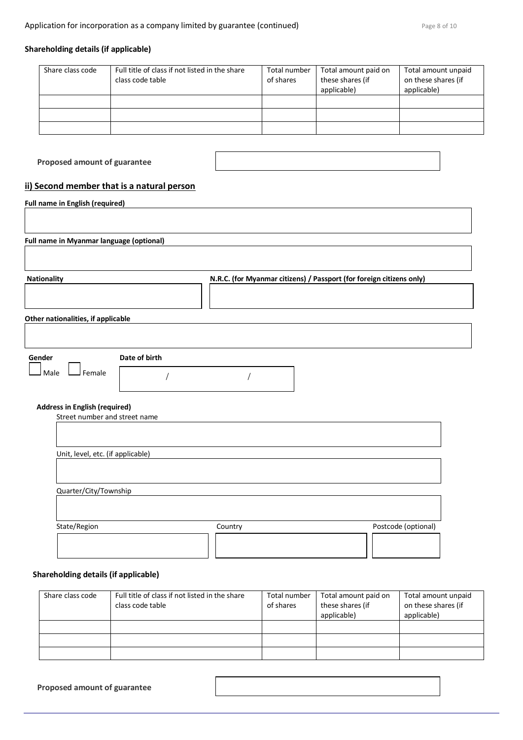**Shareholding details (if applicable)**

| Share class code | Full title of class if not listed in the share class code table | Total number of shares | Total amount paid on these shares (if applicable) | Total amount unpaid on these shares (if applicable) |
|---|---|---|---|---|
| | | | | |
| | | | | |
| | | | | |

**Proposed amount of guarantee**

## ii) Second member that is a natural person

**Full name in English (required)**

**Full name in Myanmar language (optional)**

**Nationality**

**N.R.C. (for Myanmar citizens) / Passport (for foreign citizens only)**

**Other nationalities, if applicable**

**Gender**

☐ Male ☐ Female

**Date of birth**

/ /

**Address in English (required)**

Street number and street name

Unit, level, etc. (if applicable)

Quarter/City/Township

State/Region

Country

Postcode (optional)

**Shareholding details (if applicable)**

| Share class code | Full title of class if not listed in the share class code table | Total number of shares | Total amount paid on these shares (if applicable) | Total amount unpaid on these shares (if applicable) |
|---|---|---|---|---|
| | | | | |
| | | | | |
| | | | | |

**Proposed amount of guarantee**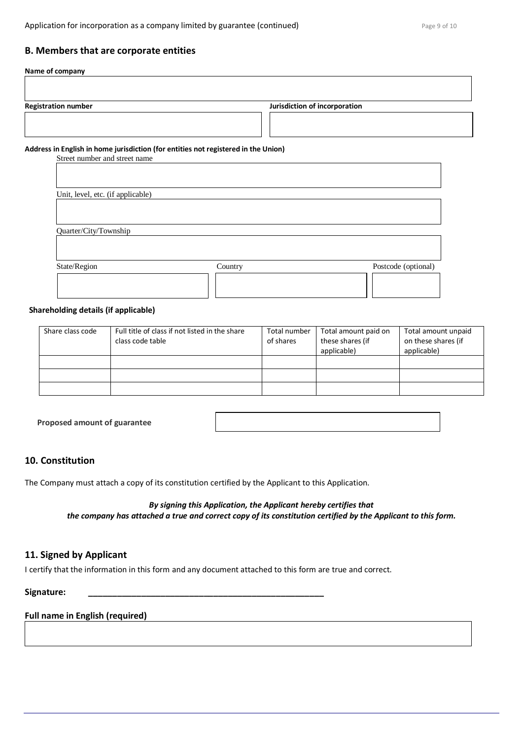## B. Members that are corporate entities

**Name of company**

**Registration number**

**Jurisdiction of incorporation**

**Address in English in home jurisdiction (for entities not registered in the Union)**

Street number and street name

Unit, level, etc. (if applicable)

Quarter/City/Township

State/Region

Country

Postcode (optional)

**Shareholding details (if applicable)**

| Share class code | Full title of class if not listed in the share class code table | Total number of shares | Total amount paid on these shares (if applicable) | Total amount unpaid on these shares (if applicable) |
|---|---|---|---|---|
| | | | | |
| | | | | |
| | | | | |

**Proposed amount of guarantee**

## 10. Constitution

The Company must attach a copy of its constitution certified by the Applicant to this Application.

***By signing this Application, the Applicant hereby certifies that the company has attached a true and correct copy of its constitution certified by the Applicant to this form.***

## 11. Signed by Applicant

I certify that the information in this form and any document attached to this form are true and correct.

**Signature:** ______________________________________________

**Full name in English (required)**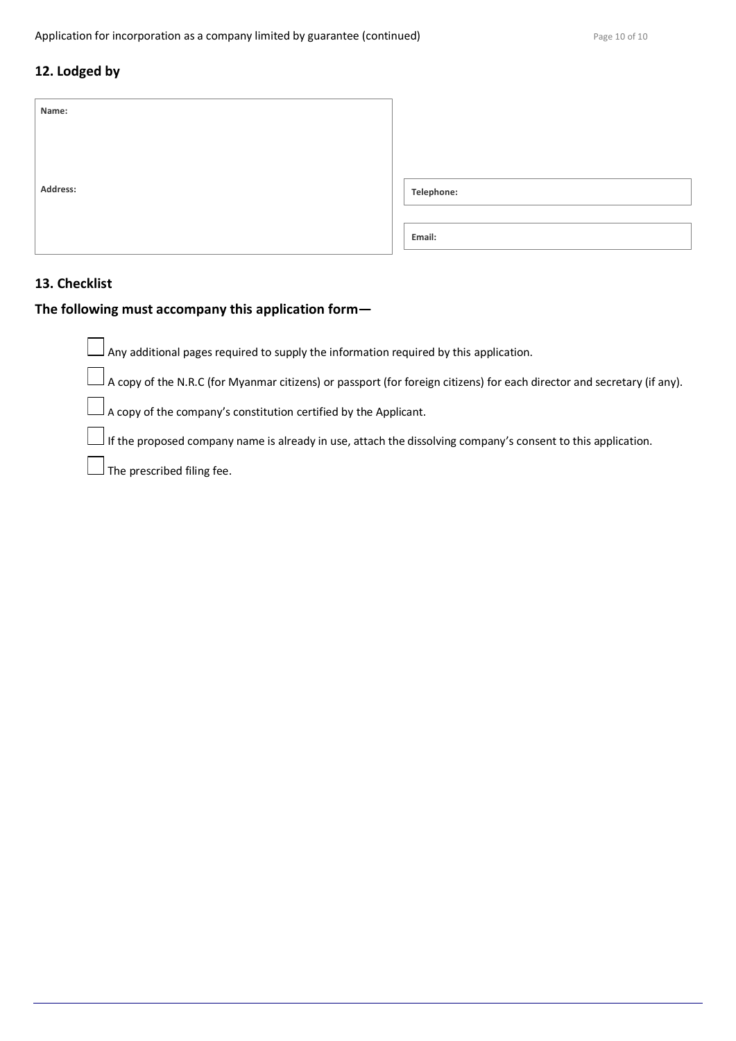## 12. Lodged by

Name:

Address:

Telephone:

Email:

## 13. Checklist

### The following must accompany this application form—

- ☐ Any additional pages required to supply the information required by this application.
- ☐ A copy of the N.R.C (for Myanmar citizens) or passport (for foreign citizens) for each director and secretary (if any).
- ☐ A copy of the company's constitution certified by the Applicant.
- ☐ If the proposed company name is already in use, attach the dissolving company's consent to this application.
- ☐ The prescribed filing fee.